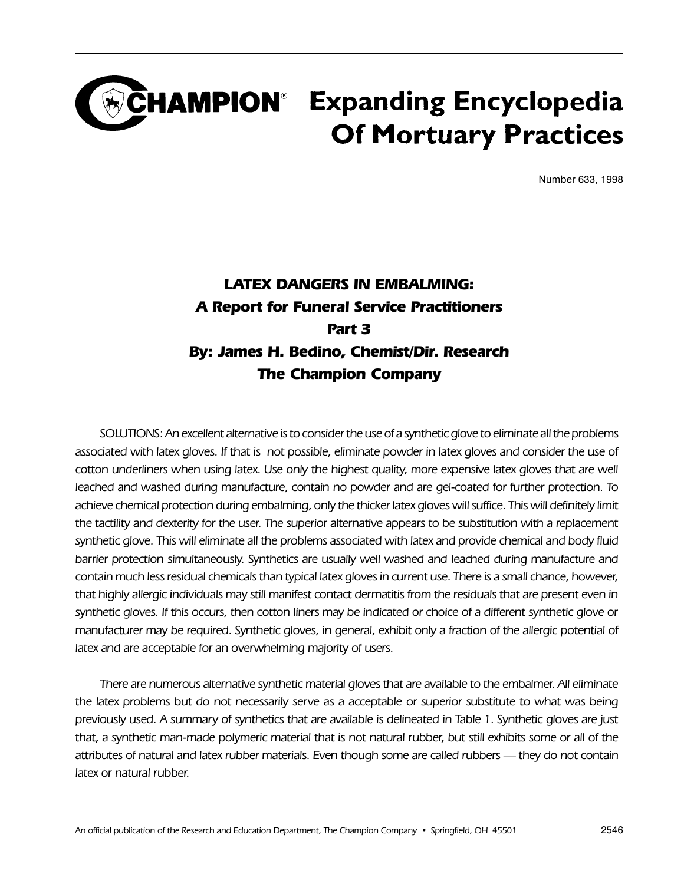# Champion Expanding Encyclopedia Of Mortuary Practices

Number 633, 1998

## *LATEX DANGERS IN EMBALMING: A Report for Funeral Service Practitioners Part 3*

### *By: James H. Bedino, Chemist/Dir. Research*
### *The Champion Company*

SOLUTIONS: An excellent alternative is to consider the use of a synthetic glove to eliminate all the problems associated with latex gloves. If that is not possible, eliminate powder in latex gloves and consider the use of cotton underliners when using latex. Use only the highest quality, more expensive latex gloves that are well leached and washed during manufacture, contain no powder and are gel-coated for further protection. To achieve chemical protection during embalming, only the thicker latex gloves will suffice. This will definitely limit the tactility and dexterity for the user. The superior alternative appears to be substitution with a replacement synthetic glove. This will eliminate all the problems associated with latex and provide chemical and body fluid barrier protection simultaneously. Synthetics are usually well washed and leached during manufacture and contain much less residual chemicals than typical latex gloves in current use. There is a small chance, however, that highly allergic individuals may still manifest contact dermatitis from the residuals that are present even in synthetic gloves. If this occurs, then cotton liners may be indicated or choice of a different synthetic glove or manufacturer may be required. Synthetic gloves, in general, exhibit only a fraction of the allergic potential of latex and are acceptable for an overwhelming majority of users.

There are numerous alternative synthetic material gloves that are available to the embalmer. All eliminate the latex problems but do not necessarily serve as a acceptable or superior substitute to what was being previously used. A summary of synthetics that are available is delineated in Table 1. Synthetic gloves are just that, a synthetic man-made polymeric material that is not natural rubber, but still exhibits some or all of the attributes of natural and latex rubber materials. Even though some are called rubbers — they do not contain latex or natural rubber.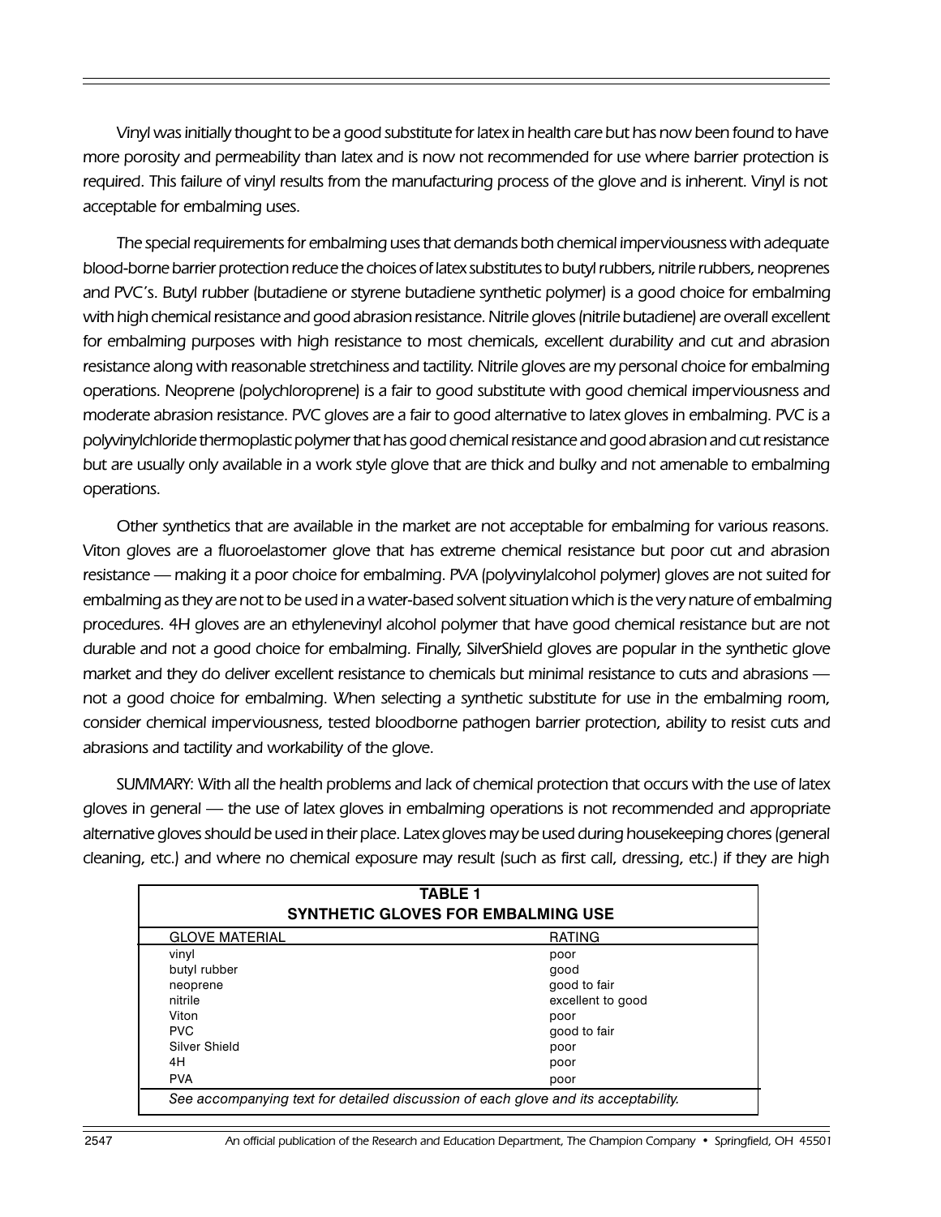Vinyl was initially thought to be a good substitute for latex in health care but has now been found to have more porosity and permeability than latex and is now not recommended for use where barrier protection is required. This failure of vinyl results from the manufacturing process of the glove and is inherent. Vinyl is not acceptable for embalming uses.

The special requirements for embalming uses that demands both chemical imperviousness with adequate blood-borne barrier protection reduce the choices of latex substitutes to butyl rubbers, nitrile rubbers, neoprenes and PVC's. Butyl rubber (butadiene or styrene butadiene synthetic polymer) is a good choice for embalming with high chemical resistance and good abrasion resistance. Nitrile gloves (nitrile butadiene) are overall excellent for embalming purposes with high resistance to most chemicals, excellent durability and cut and abrasion resistance along with reasonable stretchiness and tactility. Nitrile gloves are my personal choice for embalming operations. Neoprene (polychloroprene) is a fair to good substitute with good chemical imperviousness and moderate abrasion resistance. PVC gloves are a fair to good alternative to latex gloves in embalming. PVC is a polyvinylchloride thermoplastic polymer that has good chemical resistance and good abrasion and cut resistance but are usually only available in a work style glove that are thick and bulky and not amenable to embalming operations.

Other synthetics that are available in the market are not acceptable for embalming for various reasons. Viton gloves are a fluoroelastomer glove that has extreme chemical resistance but poor cut and abrasion resistance — making it a poor choice for embalming. PVA (polyvinylalcohol polymer) gloves are not suited for embalming as they are not to be used in a water-based solvent situation which is the very nature of embalming procedures. 4H gloves are an ethylenevinyl alcohol polymer that have good chemical resistance but are not durable and not a good choice for embalming. Finally, SilverShield gloves are popular in the synthetic glove market and they do deliver excellent resistance to chemicals but minimal resistance to cuts and abrasions — not a good choice for embalming. When selecting a synthetic substitute for use in the embalming room, consider chemical imperviousness, tested bloodborne pathogen barrier protection, ability to resist cuts and abrasions and tactility and workability of the glove.

SUMMARY: With all the health problems and lack of chemical protection that occurs with the use of latex gloves in general — the use of latex gloves in embalming operations is not recommended and appropriate alternative gloves should be used in their place. Latex gloves may be used during housekeeping chores (general cleaning, etc.) and where no chemical exposure may result (such as first call, dressing, etc.) if they are high

**TABLE 1**
**SYNTHETIC GLOVES FOR EMBALMING USE**

| GLOVE MATERIAL | RATING |
|---|---|
| vinyl | poor |
| butyl rubber | good |
| neoprene | good to fair |
| nitrile | excellent to good |
| Viton | poor |
| PVC | good to fair |
| Silver Shield | poor |
| 4H | poor |
| PVA | poor |

*See accompanying text for detailed discussion of each glove and its acceptability.*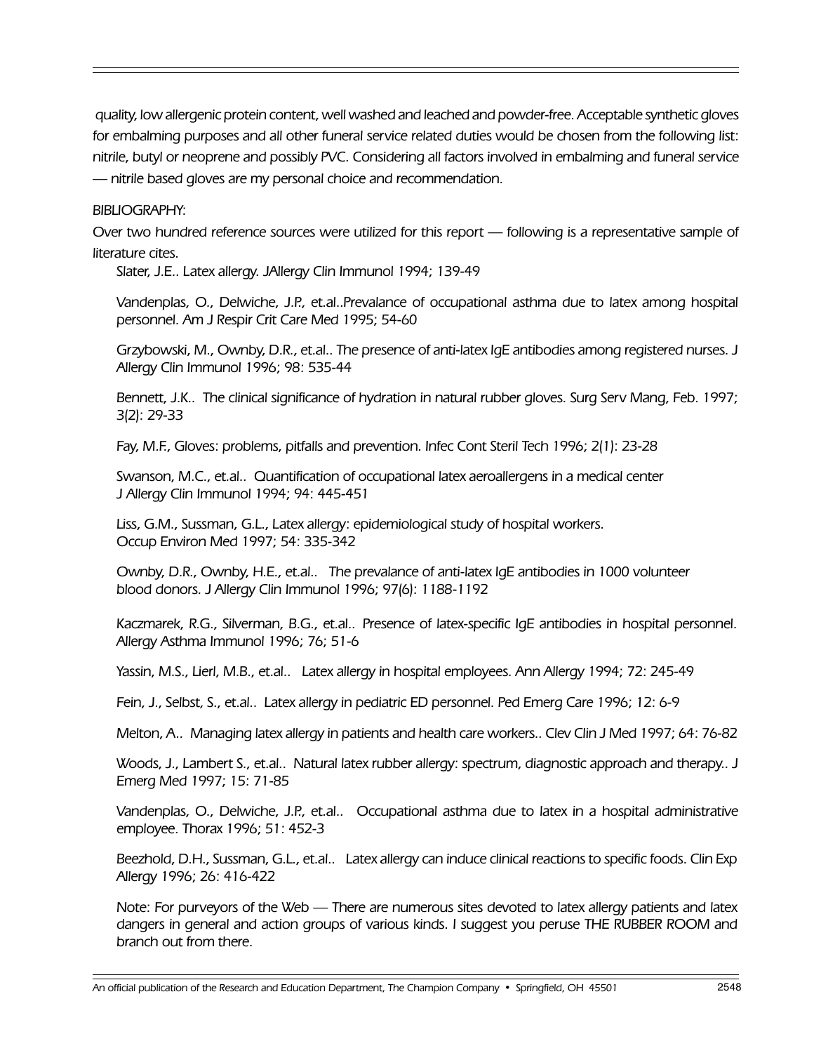quality, low allergenic protein content, well washed and leached and powder-free. Acceptable synthetic gloves for embalming purposes and all other funeral service related duties would be chosen from the following list: nitrile, butyl or neoprene and possibly PVC. Considering all factors involved in embalming and funeral service — nitrile based gloves are my personal choice and recommendation.

*BIBLIOGRAPHY:*

*Over two hundred reference sources were utilized for this report — following is a representative sample of literature cites.*

*Slater, J.E.. Latex allergy. JAllergy Clin Immunol 1994; 139-49*

*Vandenplas, O., Delwiche, J.P., et.al..Prevalance of occupational asthma due to latex among hospital personnel. Am J Respir Crit Care Med 1995; 54-60*

*Grzybowski, M., Ownby, D.R., et.al.. The presence of anti-latex IgE antibodies among registered nurses. J Allergy Clin Immunol 1996; 98: 535-44*

*Bennett, J.K.. The clinical significance of hydration in natural rubber gloves. Surg Serv Mang, Feb. 1997; 3(2): 29-33*

*Fay, M.F., Gloves: problems, pitfalls and prevention. Infec Cont Steril Tech 1996; 2(1): 23-28*

*Swanson, M.C., et.al.. Quantification of occupational latex aeroallergens in a medical center J Allergy Clin Immunol 1994; 94: 445-451*

*Liss, G.M., Sussman, G.L., Latex allergy: epidemiological study of hospital workers. Occup Environ Med 1997; 54: 335-342*

*Ownby, D.R., Ownby, H.E., et.al.. The prevalance of anti-latex IgE antibodies in 1000 volunteer blood donors. J Allergy Clin Immunol 1996; 97(6): 1188-1192*

*Kaczmarek, R.G., Silverman, B.G., et.al.. Presence of latex-specific IgE antibodies in hospital personnel. Allergy Asthma Immunol 1996; 76; 51-6*

*Yassin, M.S., Lierl, M.B., et.al.. Latex allergy in hospital employees. Ann Allergy 1994; 72: 245-49*

*Fein, J., Selbst, S., et.al.. Latex allergy in pediatric ED personnel. Ped Emerg Care 1996; 12: 6-9*

*Melton, A.. Managing latex allergy in patients and health care workers.. Clev Clin J Med 1997; 64: 76-82*

*Woods, J., Lambert S., et.al.. Natural latex rubber allergy: spectrum, diagnostic approach and therapy.. J Emerg Med 1997; 15: 71-85*

*Vandenplas, O., Delwiche, J.P., et.al.. Occupational asthma due to latex in a hospital administrative employee. Thorax 1996; 51: 452-3*

*Beezhold, D.H., Sussman, G.L., et.al.. Latex allergy can induce clinical reactions to specific foods. Clin Exp Allergy 1996; 26: 416-422*

*Note: For purveyors of the Web — There are numerous sites devoted to latex allergy patients and latex dangers in general and action groups of various kinds. I suggest you peruse THE RUBBER ROOM and branch out from there.*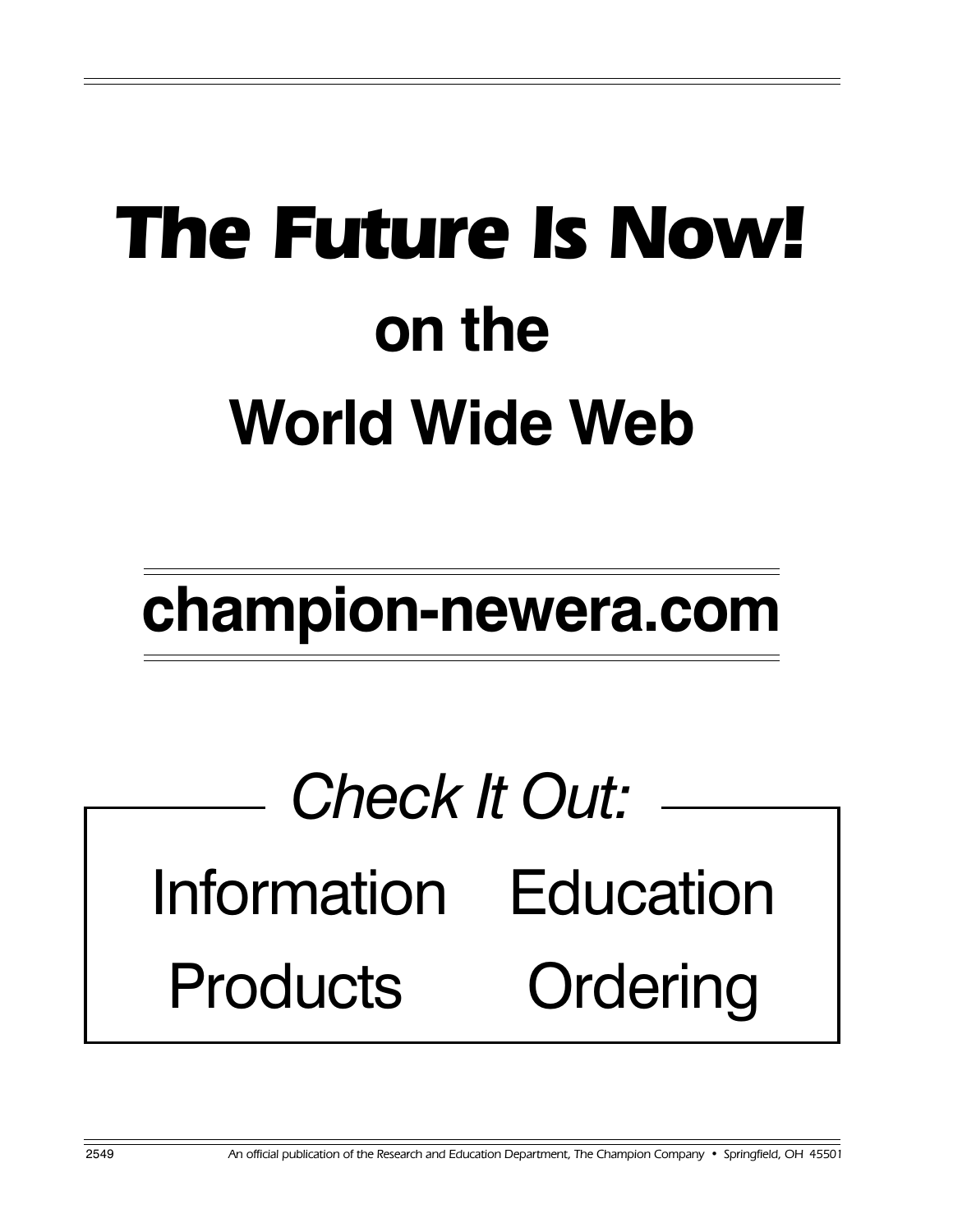# The Future Is Now!

## on the

## World Wide Web

## champion-newera.com

*Check It Out:*

| | |
|---|---|
| Information | Education |
| Products | Ordering |

2549 *An official publication of the Research and Education Department, The Champion Company • Springfield, OH 45501*